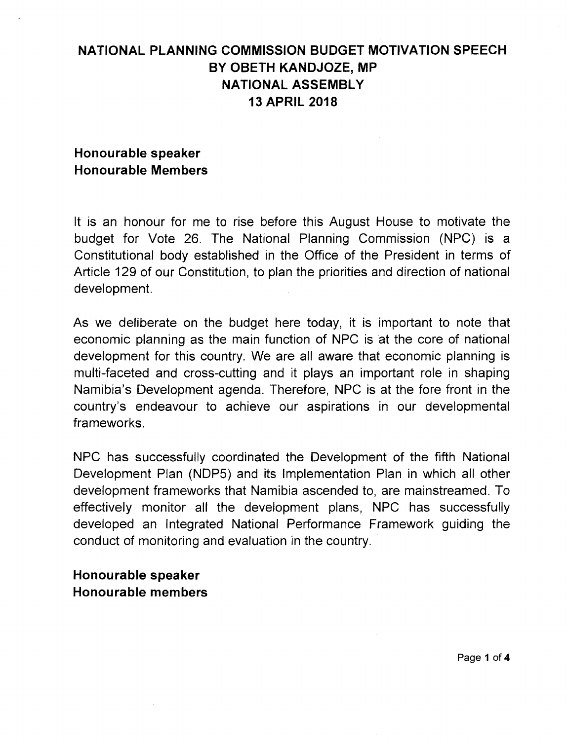# NATIONAL PLANNING COMMISSION BUDGET MOTIVATION SPEECH BY OBETH KANDJOZE, MP NATIONAL ASSEMBLY 13 APRIL 2018

**Honourable speaker**
**Honourable Members**

It is an honour for me to rise before this August House to motivate the budget for Vote 26. The National Planning Commission (NPC) is a Constitutional body established in the Office of the President in terms of Article 129 of our Constitution, to plan the priorities and direction of national development.

As we deliberate on the budget here today, it is important to note that economic planning as the main function of NPC is at the core of national development for this country. We are all aware that economic planning is multi-faceted and cross-cutting and it plays an important role in shaping Namibia's Development agenda. Therefore, NPC is at the fore front in the country's endeavour to achieve our aspirations in our developmental frameworks.

NPC has successfully coordinated the Development of the fifth National Development Plan (NDP5) and its Implementation Plan in which all other development frameworks that Namibia ascended to, are mainstreamed. To effectively monitor all the development plans, NPC has successfully developed an Integrated National Performance Framework guiding the conduct of monitoring and evaluation in the country.

**Honourable speaker**
**Honourable members**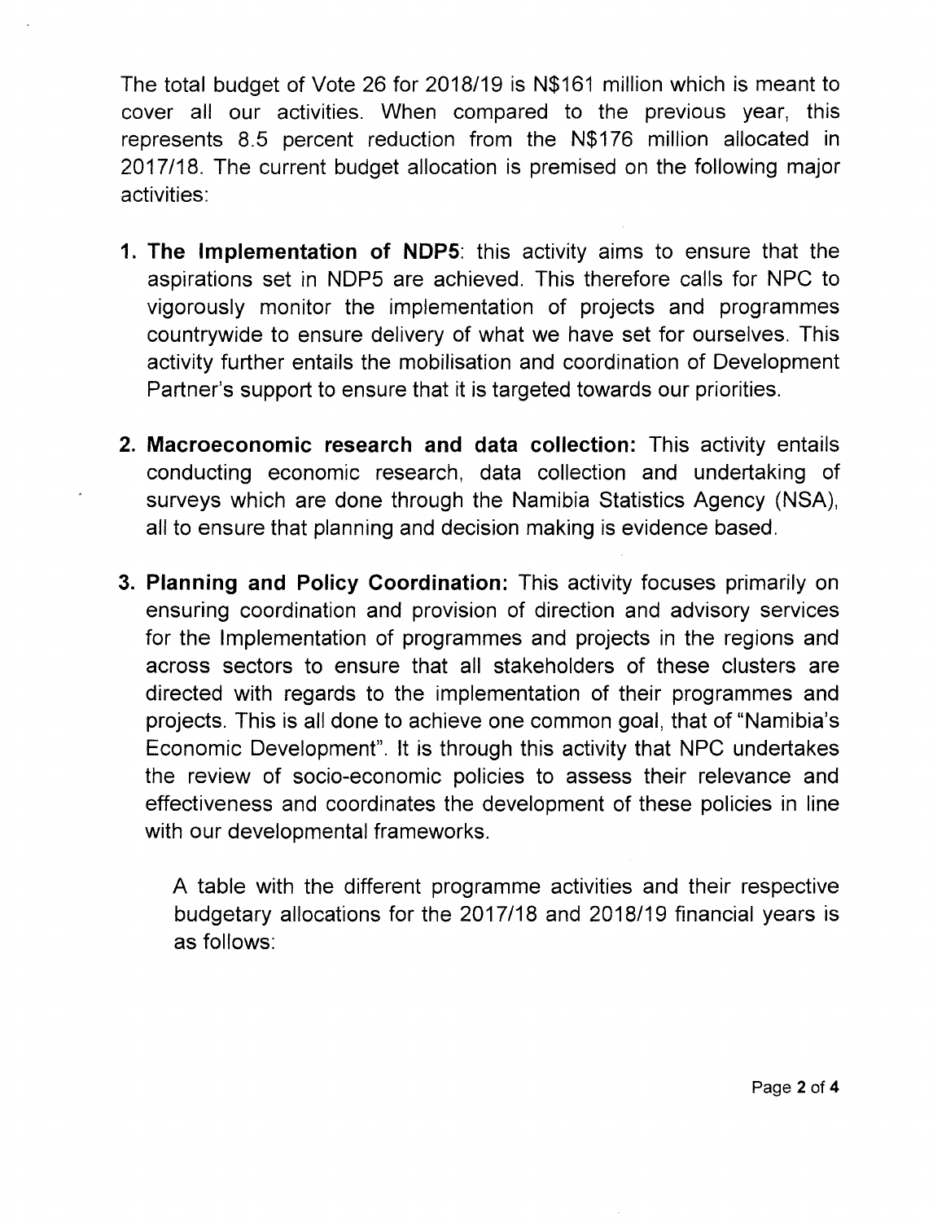The total budget of Vote 26 for 2018/19 is N$161 million which is meant to cover all our activities. When compared to the previous year, this represents 8.5 percent reduction from the N$176 million allocated in 2017/18. The current budget allocation is premised on the following major activities:

1. **The Implementation of NDP5**: this activity aims to ensure that the aspirations set in NDP5 are achieved. This therefore calls for NPC to vigorously monitor the implementation of projects and programmes countrywide to ensure delivery of what we have set for ourselves. This activity further entails the mobilisation and coordination of Development Partner's support to ensure that it is targeted towards our priorities.

2. **Macroeconomic research and data collection:** This activity entails conducting economic research, data collection and undertaking of surveys which are done through the Namibia Statistics Agency (NSA), all to ensure that planning and decision making is evidence based.

3. **Planning and Policy Coordination:** This activity focuses primarily on ensuring coordination and provision of direction and advisory services for the Implementation of programmes and projects in the regions and across sectors to ensure that all stakeholders of these clusters are directed with regards to the implementation of their programmes and projects. This is all done to achieve one common goal, that of "Namibia's Economic Development". It is through this activity that NPC undertakes the review of socio-economic policies to assess their relevance and effectiveness and coordinates the development of these policies in line with our developmental frameworks.

   A table with the different programme activities and their respective budgetary allocations for the 2017/18 and 2018/19 financial years is as follows: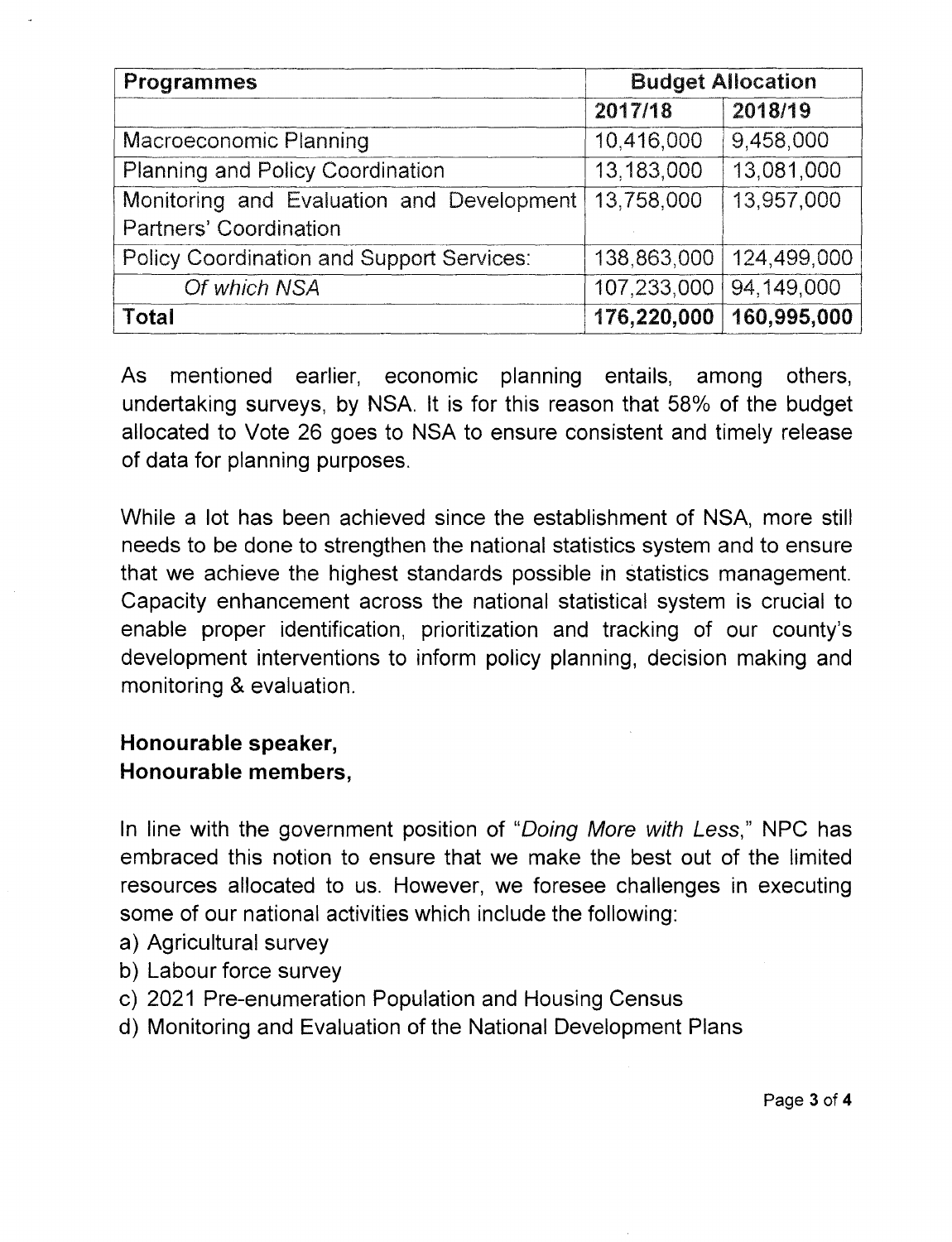| Programmes | Budget Allocation | |
|---|---|---|
| | **2017/18** | **2018/19** |
| Macroeconomic Planning | 10,416,000 | 9,458,000 |
| Planning and Policy Coordination | 13,183,000 | 13,081,000 |
| Monitoring and Evaluation and Development Partners' Coordination | 13,758,000 | 13,957,000 |
| Policy Coordination and Support Services: | 138,863,000 | 124,499,000 |
| *Of which NSA* | 107,233,000 | 94,149,000 |
| **Total** | **176,220,000** | **160,995,000** |

As mentioned earlier, economic planning entails, among others, undertaking surveys, by NSA. It is for this reason that 58% of the budget allocated to Vote 26 goes to NSA to ensure consistent and timely release of data for planning purposes.

While a lot has been achieved since the establishment of NSA, more still needs to be done to strengthen the national statistics system and to ensure that we achieve the highest standards possible in statistics management. Capacity enhancement across the national statistical system is crucial to enable proper identification, prioritization and tracking of our county's development interventions to inform policy planning, decision making and monitoring & evaluation.

**Honourable speaker,**
**Honourable members,**

In line with the government position of "*Doing More with Less*," NPC has embraced this notion to ensure that we make the best out of the limited resources allocated to us. However, we foresee challenges in executing some of our national activities which include the following:

a) Agricultural survey
b) Labour force survey
c) 2021 Pre-enumeration Population and Housing Census
d) Monitoring and Evaluation of the National Development Plans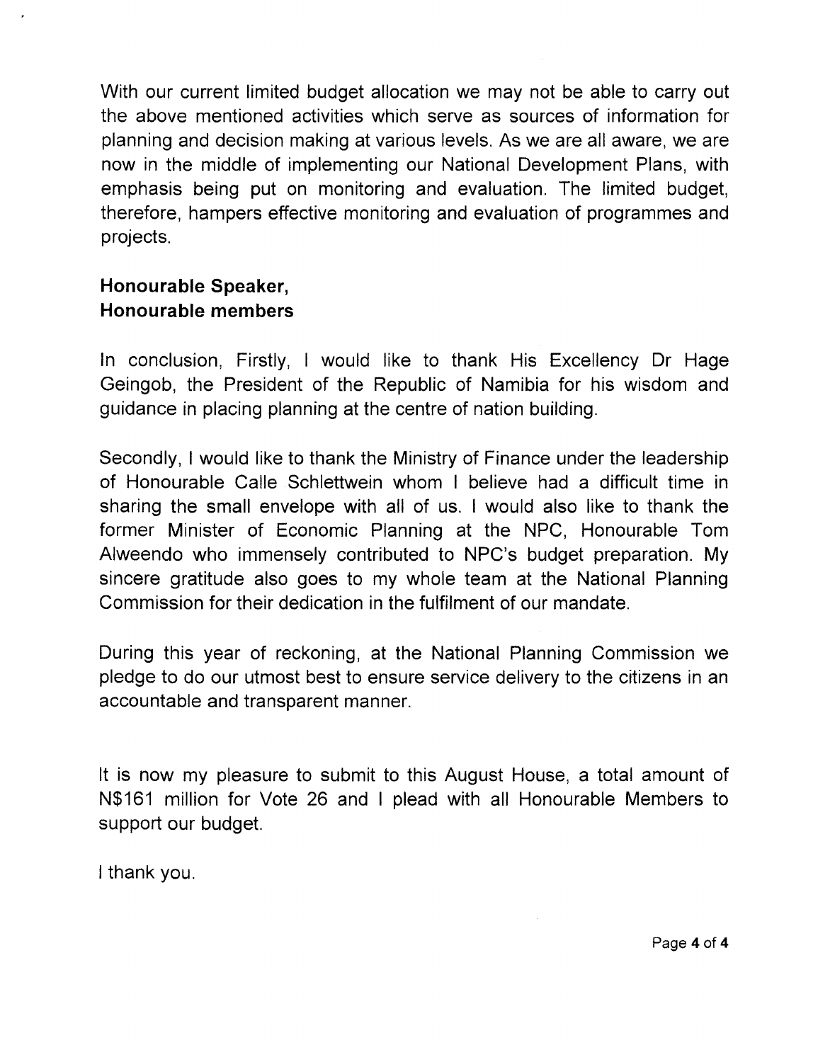With our current limited budget allocation we may not be able to carry out the above mentioned activities which serve as sources of information for planning and decision making at various levels. As we are all aware, we are now in the middle of implementing our National Development Plans, with emphasis being put on monitoring and evaluation. The limited budget, therefore, hampers effective monitoring and evaluation of programmes and projects.

**Honourable Speaker,**
**Honourable members**

In conclusion, Firstly, I would like to thank His Excellency Dr Hage Geingob, the President of the Republic of Namibia for his wisdom and guidance in placing planning at the centre of nation building.

Secondly, I would like to thank the Ministry of Finance under the leadership of Honourable Calle Schlettwein whom I believe had a difficult time in sharing the small envelope with all of us. I would also like to thank the former Minister of Economic Planning at the NPC, Honourable Tom Alweendo who immensely contributed to NPC's budget preparation. My sincere gratitude also goes to my whole team at the National Planning Commission for their dedication in the fulfilment of our mandate.

During this year of reckoning, at the National Planning Commission we pledge to do our utmost best to ensure service delivery to the citizens in an accountable and transparent manner.

It is now my pleasure to submit to this August House, a total amount of N$161 million for Vote 26 and I plead with all Honourable Members to support our budget.

I thank you.